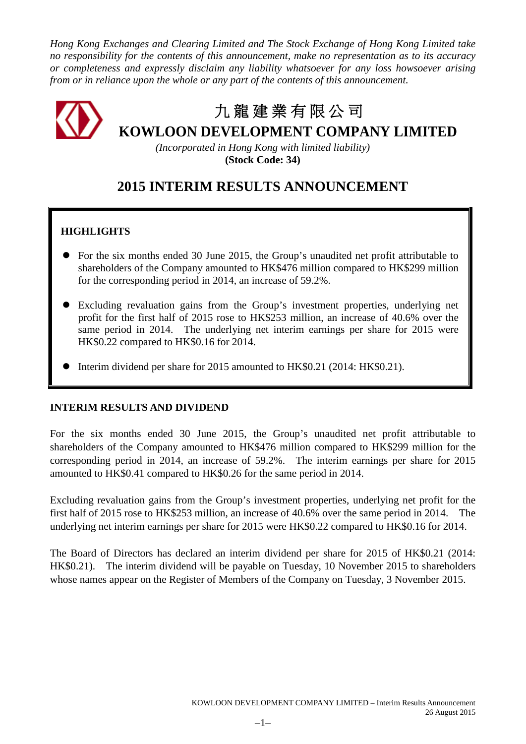*Hong Kong Exchanges and Clearing Limited and The Stock Exchange of Hong Kong Limited take no responsibility for the contents of this announcement, make no representation as to its accuracy or completeness and expressly disclaim any liability whatsoever for any loss howsoever arising from or in reliance upon the whole or any part of the contents of this announcement.*

# 九龍建業有限公司
# KOWLOON DEVELOPMENT COMPANY LIMITED

*(Incorporated in Hong Kong with limited liability)*
**(Stock Code: 34)**

## 2015 INTERIM RESULTS ANNOUNCEMENT

**HIGHLIGHTS**

- For the six months ended 30 June 2015, the Group's unaudited net profit attributable to shareholders of the Company amounted to HK$476 million compared to HK$299 million for the corresponding period in 2014, an increase of 59.2%.
- Excluding revaluation gains from the Group's investment properties, underlying net profit for the first half of 2015 rose to HK$253 million, an increase of 40.6% over the same period in 2014. The underlying net interim earnings per share for 2015 were HK$0.22 compared to HK$0.16 for 2014.
- Interim dividend per share for 2015 amounted to HK$0.21 (2014: HK$0.21).

**INTERIM RESULTS AND DIVIDEND**

For the six months ended 30 June 2015, the Group's unaudited net profit attributable to shareholders of the Company amounted to HK$476 million compared to HK$299 million for the corresponding period in 2014, an increase of 59.2%. The interim earnings per share for 2015 amounted to HK$0.41 compared to HK$0.26 for the same period in 2014.

Excluding revaluation gains from the Group's investment properties, underlying net profit for the first half of 2015 rose to HK$253 million, an increase of 40.6% over the same period in 2014. The underlying net interim earnings per share for 2015 were HK$0.22 compared to HK$0.16 for 2014.

The Board of Directors has declared an interim dividend per share for 2015 of HK$0.21 (2014: HK$0.21). The interim dividend will be payable on Tuesday, 10 November 2015 to shareholders whose names appear on the Register of Members of the Company on Tuesday, 3 November 2015.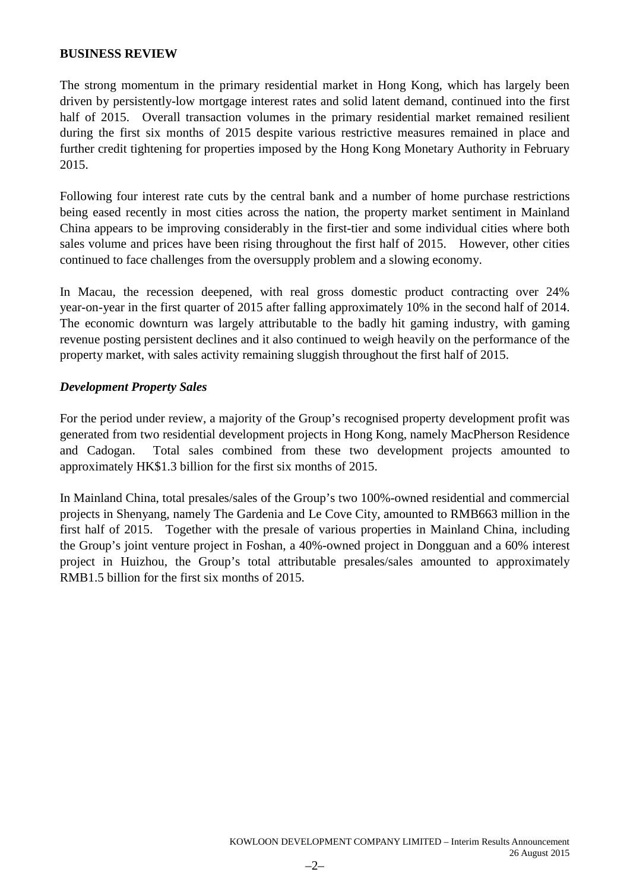## BUSINESS REVIEW

The strong momentum in the primary residential market in Hong Kong, which has largely been driven by persistently-low mortgage interest rates and solid latent demand, continued into the first half of 2015. Overall transaction volumes in the primary residential market remained resilient during the first six months of 2015 despite various restrictive measures remained in place and further credit tightening for properties imposed by the Hong Kong Monetary Authority in February 2015.

Following four interest rate cuts by the central bank and a number of home purchase restrictions being eased recently in most cities across the nation, the property market sentiment in Mainland China appears to be improving considerably in the first-tier and some individual cities where both sales volume and prices have been rising throughout the first half of 2015. However, other cities continued to face challenges from the oversupply problem and a slowing economy.

In Macau, the recession deepened, with real gross domestic product contracting over 24% year-on-year in the first quarter of 2015 after falling approximately 10% in the second half of 2014. The economic downturn was largely attributable to the badly hit gaming industry, with gaming revenue posting persistent declines and it also continued to weigh heavily on the performance of the property market, with sales activity remaining sluggish throughout the first half of 2015.

### *Development Property Sales*

For the period under review, a majority of the Group's recognised property development profit was generated from two residential development projects in Hong Kong, namely MacPherson Residence and Cadogan. Total sales combined from these two development projects amounted to approximately HK$1.3 billion for the first six months of 2015.

In Mainland China, total presales/sales of the Group's two 100%-owned residential and commercial projects in Shenyang, namely The Gardenia and Le Cove City, amounted to RMB663 million in the first half of 2015. Together with the presale of various properties in Mainland China, including the Group's joint venture project in Foshan, a 40%-owned project in Dongguan and a 60% interest project in Huizhou, the Group's total attributable presales/sales amounted to approximately RMB1.5 billion for the first six months of 2015.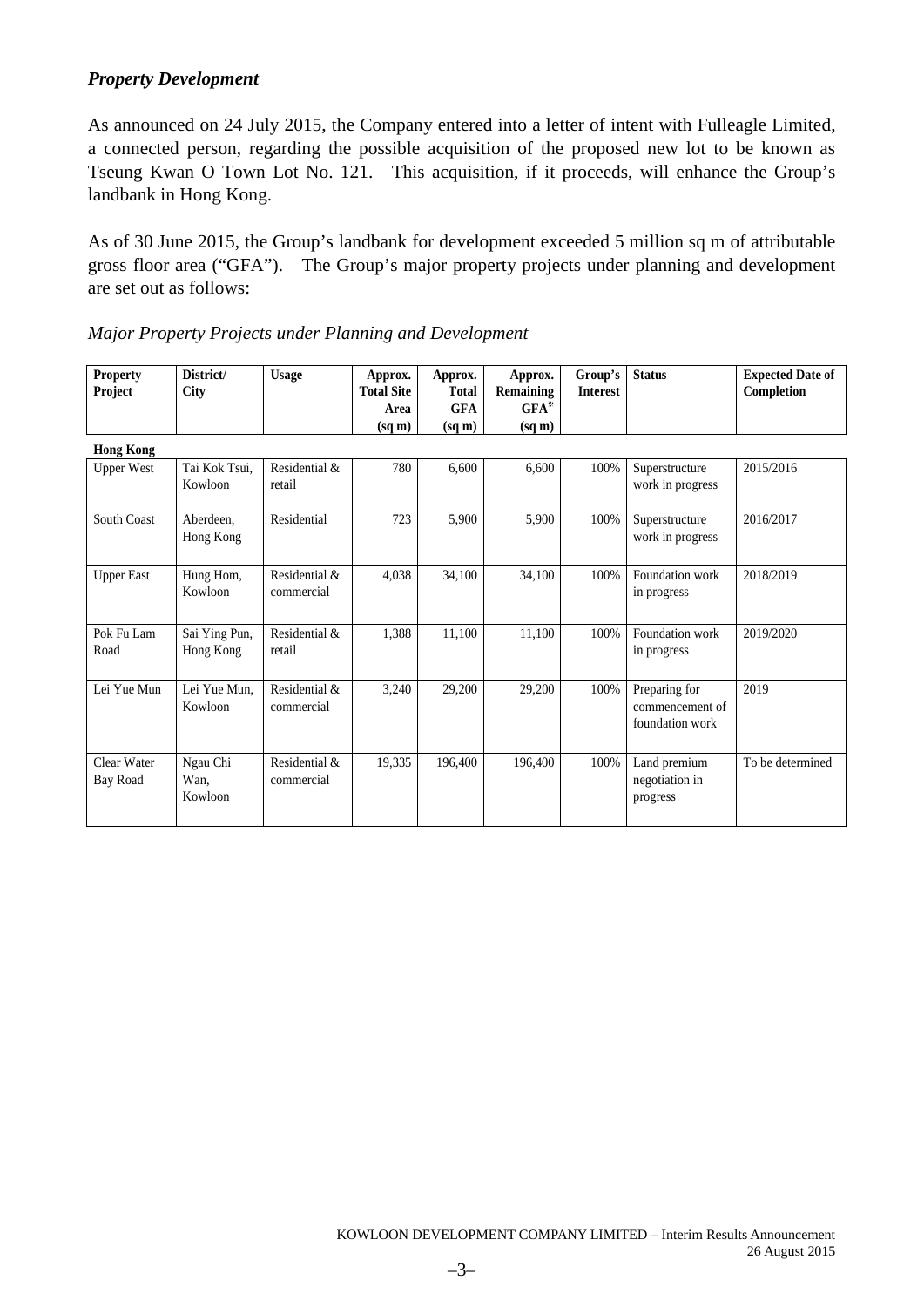### *Property Development*

As announced on 24 July 2015, the Company entered into a letter of intent with Fulleagle Limited, a connected person, regarding the possible acquisition of the proposed new lot to be known as Tseung Kwan O Town Lot No. 121. This acquisition, if it proceeds, will enhance the Group's landbank in Hong Kong.

As of 30 June 2015, the Group's landbank for development exceeded 5 million sq m of attributable gross floor area ("GFA"). The Group's major property projects under planning and development are set out as follows:

*Major Property Projects under Planning and Development*

| Property Project | District/ City | Usage | Approx. Total Site Area (sq m) | Approx. Total GFA (sq m) | Approx. Remaining GFA[#] (sq m) | Group's Interest | Status | Expected Date of Completion |
|---|---|---|---|---|---|---|---|---|
| **Hong Kong** | | | | | | | | |
| Upper West | Tai Kok Tsui, Kowloon | Residential & retail | 780 | 6,600 | 6,600 | 100% | Superstructure work in progress | 2015/2016 |
| South Coast | Aberdeen, Hong Kong | Residential | 723 | 5,900 | 5,900 | 100% | Superstructure work in progress | 2016/2017 |
| Upper East | Hung Hom, Kowloon | Residential & commercial | 4,038 | 34,100 | 34,100 | 100% | Foundation work in progress | 2018/2019 |
| Pok Fu Lam Road | Sai Ying Pun, Hong Kong | Residential & retail | 1,388 | 11,100 | 11,100 | 100% | Foundation work in progress | 2019/2020 |
| Lei Yue Mun | Lei Yue Mun, Kowloon | Residential & commercial | 3,240 | 29,200 | 29,200 | 100% | Preparing for commencement of foundation work | 2019 |
| Clear Water Bay Road | Ngau Chi Wan, Kowloon | Residential & commercial | 19,335 | 196,400 | 196,400 | 100% | Land premium negotiation in progress | To be determined |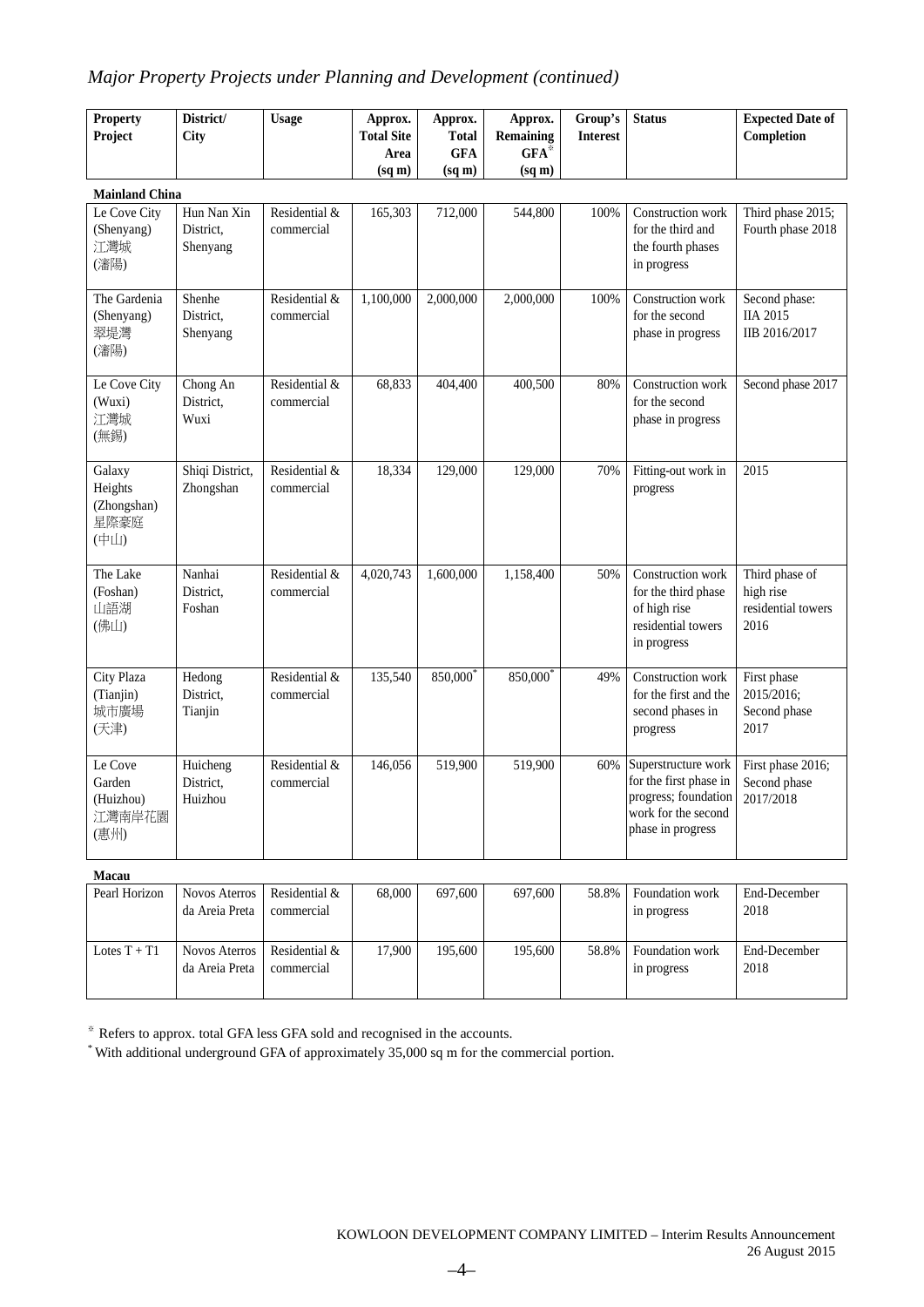## *Major Property Projects under Planning and Development (continued)*

| Property Project | District/ City | Usage | Approx. Total Site Area (sq m) | Approx. Total GFA (sq m) | Approx. Remaining GFA※ (sq m) | Group's Interest | Status | Expected Date of Completion |
|---|---|---|---|---|---|---|---|---|
| **Mainland China** | | | | | | | | |
| Le Cove City (Shenyang) 江灣城 (瀋陽) | Hun Nan Xin District, Shenyang | Residential & commercial | 165,303 | 712,000 | 544,800 | 100% | Construction work for the third and the fourth phases in progress | Third phase 2015; Fourth phase 2018 |
| The Gardenia (Shenyang) 翠堤灣 (瀋陽) | Shenhe District, Shenyang | Residential & commercial | 1,100,000 | 2,000,000 | 2,000,000 | 100% | Construction work for the second phase in progress | Second phase: IIA 2015 IIB 2016/2017 |
| Le Cove City (Wuxi) 江灣城 (無錫) | Chong An District, Wuxi | Residential & commercial | 68,833 | 404,400 | 400,500 | 80% | Construction work for the second phase in progress | Second phase 2017 |
| Galaxy Heights (Zhongshan) 星際豪庭 (中山) | Shiqi District, Zhongshan | Residential & commercial | 18,334 | 129,000 | 129,000 | 70% | Fitting-out work in progress | 2015 |
| The Lake (Foshan) 山語湖 (佛山) | Nanhai District, Foshan | Residential & commercial | 4,020,743 | 1,600,000 | 1,158,400 | 50% | Construction work for the third phase of high rise residential towers in progress | Third phase of high rise residential towers 2016 |
| City Plaza (Tianjin) 城市廣場 (天津) | Hedong District, Tianjin | Residential & commercial | 135,540 | 850,000* | 850,000* | 49% | Construction work for the first and the second phases in progress | First phase 2015/2016; Second phase 2017 |
| Le Cove Garden (Huizhou) 江灣南岸花園 (惠州) | Huicheng District, Huizhou | Residential & commercial | 146,056 | 519,900 | 519,900 | 60% | Superstructure work for the first phase in progress; foundation work for the second phase in progress | First phase 2016; Second phase 2017/2018 |
| **Macau** | | | | | | | | |
| Pearl Horizon | Novos Aterros da Areia Preta | Residential & commercial | 68,000 | 697,600 | 697,600 | 58.8% | Foundation work in progress | End-December 2018 |
| Lotes T + T1 | Novos Aterros da Areia Preta | Residential & commercial | 17,900 | 195,600 | 195,600 | 58.8% | Foundation work in progress | End-December 2018 |

※ Refers to approx. total GFA less GFA sold and recognised in the accounts.

\* With additional underground GFA of approximately 35,000 sq m for the commercial portion.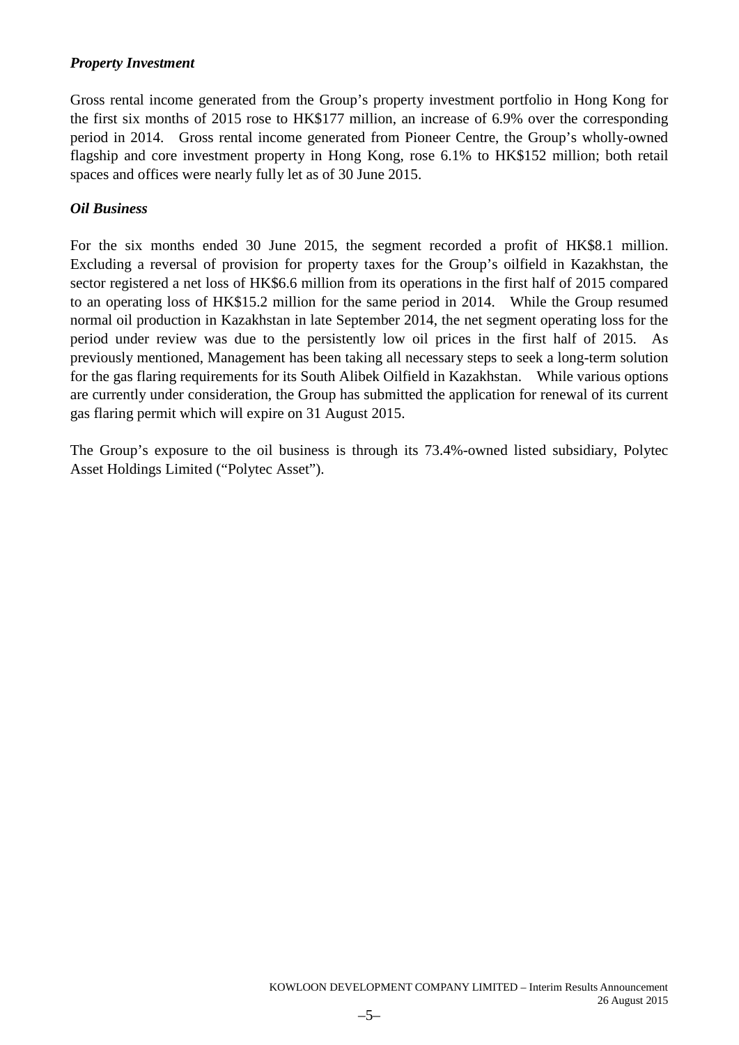***Property Investment***

Gross rental income generated from the Group's property investment portfolio in Hong Kong for the first six months of 2015 rose to HK$177 million, an increase of 6.9% over the corresponding period in 2014. Gross rental income generated from Pioneer Centre, the Group's wholly-owned flagship and core investment property in Hong Kong, rose 6.1% to HK$152 million; both retail spaces and offices were nearly fully let as of 30 June 2015.

***Oil Business***

For the six months ended 30 June 2015, the segment recorded a profit of HK$8.1 million. Excluding a reversal of provision for property taxes for the Group's oilfield in Kazakhstan, the sector registered a net loss of HK$6.6 million from its operations in the first half of 2015 compared to an operating loss of HK$15.2 million for the same period in 2014. While the Group resumed normal oil production in Kazakhstan in late September 2014, the net segment operating loss for the period under review was due to the persistently low oil prices in the first half of 2015. As previously mentioned, Management has been taking all necessary steps to seek a long-term solution for the gas flaring requirements for its South Alibek Oilfield in Kazakhstan. While various options are currently under consideration, the Group has submitted the application for renewal of its current gas flaring permit which will expire on 31 August 2015.

The Group's exposure to the oil business is through its 73.4%-owned listed subsidiary, Polytec Asset Holdings Limited ("Polytec Asset").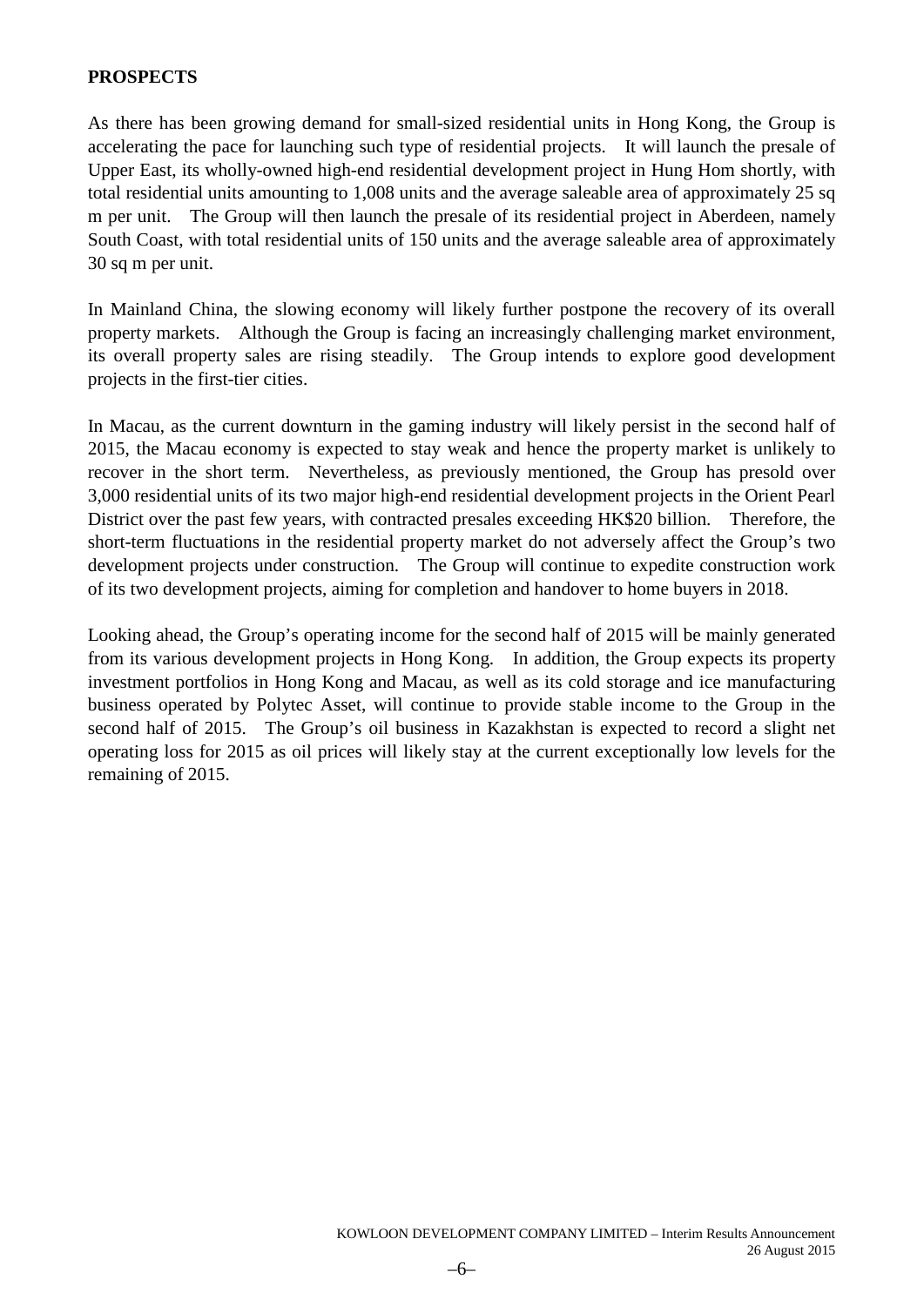**PROSPECTS**

As there has been growing demand for small-sized residential units in Hong Kong, the Group is accelerating the pace for launching such type of residential projects. It will launch the presale of Upper East, its wholly-owned high-end residential development project in Hung Hom shortly, with total residential units amounting to 1,008 units and the average saleable area of approximately 25 sq m per unit. The Group will then launch the presale of its residential project in Aberdeen, namely South Coast, with total residential units of 150 units and the average saleable area of approximately 30 sq m per unit.

In Mainland China, the slowing economy will likely further postpone the recovery of its overall property markets. Although the Group is facing an increasingly challenging market environment, its overall property sales are rising steadily. The Group intends to explore good development projects in the first-tier cities.

In Macau, as the current downturn in the gaming industry will likely persist in the second half of 2015, the Macau economy is expected to stay weak and hence the property market is unlikely to recover in the short term. Nevertheless, as previously mentioned, the Group has presold over 3,000 residential units of its two major high-end residential development projects in the Orient Pearl District over the past few years, with contracted presales exceeding HK$20 billion. Therefore, the short-term fluctuations in the residential property market do not adversely affect the Group's two development projects under construction. The Group will continue to expedite construction work of its two development projects, aiming for completion and handover to home buyers in 2018.

Looking ahead, the Group's operating income for the second half of 2015 will be mainly generated from its various development projects in Hong Kong. In addition, the Group expects its property investment portfolios in Hong Kong and Macau, as well as its cold storage and ice manufacturing business operated by Polytec Asset, will continue to provide stable income to the Group in the second half of 2015. The Group's oil business in Kazakhstan is expected to record a slight net operating loss for 2015 as oil prices will likely stay at the current exceptionally low levels for the remaining of 2015.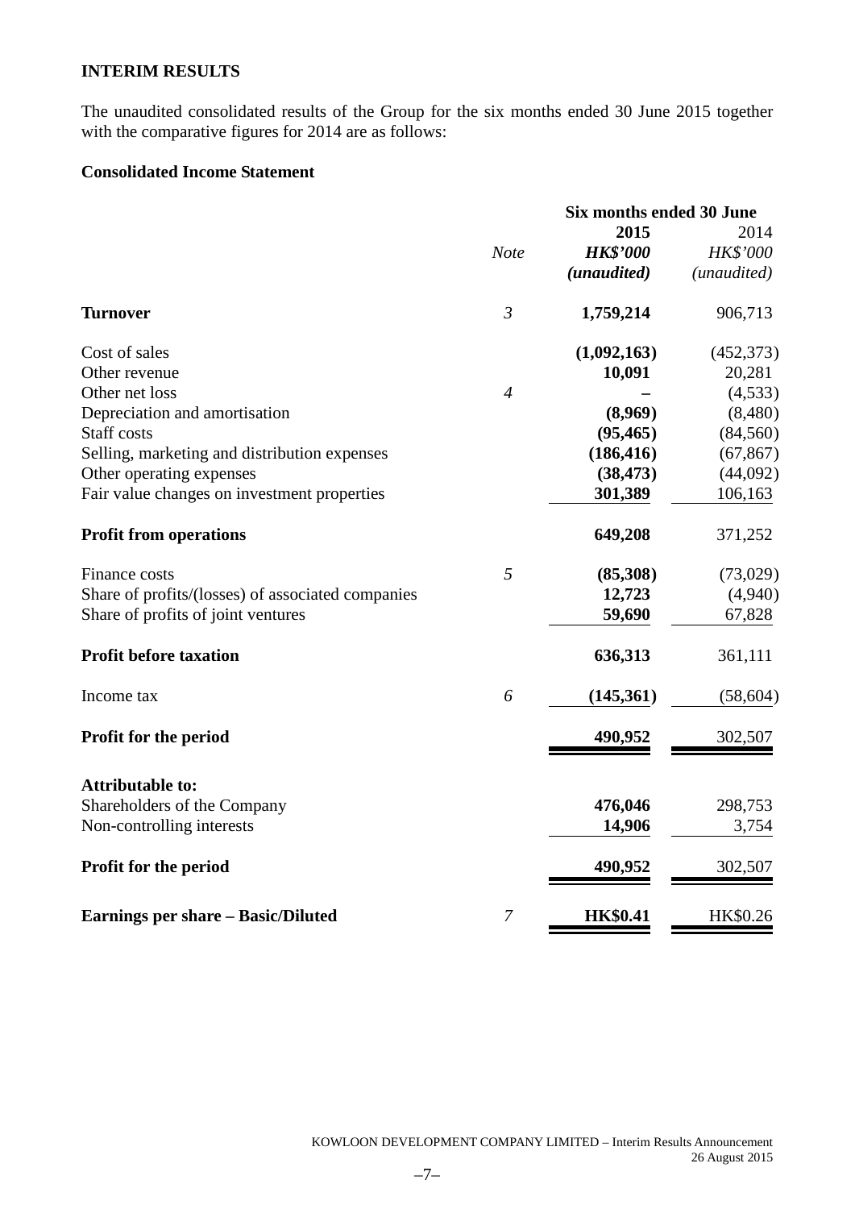## INTERIM RESULTS

The unaudited consolidated results of the Group for the six months ended 30 June 2015 together with the comparative figures for 2014 are as follows:

### Consolidated Income Statement

| | | Six months ended 30 June | |
|---|---|---|---|
| | *Note* | **2015** | 2014 |
| | | ***HK$'000*** | *HK$'000* |
| | | ***(unaudited)*** | *(unaudited)* |
| **Turnover** | *3* | **1,759,214** | 906,713 |
| Cost of sales | | **(1,092,163)** | (452,373) |
| Other revenue | | **10,091** | 20,281 |
| Other net loss | *4* | **–** | (4,533) |
| Depreciation and amortisation | | **(8,969)** | (8,480) |
| Staff costs | | **(95,465)** | (84,560) |
| Selling, marketing and distribution expenses | | **(186,416)** | (67,867) |
| Other operating expenses | | **(38,473)** | (44,092) |
| Fair value changes on investment properties | | **301,389** | 106,163 |
| **Profit from operations** | | **649,208** | 371,252 |
| Finance costs | *5* | **(85,308)** | (73,029) |
| Share of profits/(losses) of associated companies | | **12,723** | (4,940) |
| Share of profits of joint ventures | | **59,690** | 67,828 |
| **Profit before taxation** | | **636,313** | 361,111 |
| Income tax | *6* | **(145,361)** | (58,604) |
| **Profit for the period** | | **490,952** | 302,507 |
| **Attributable to:** | | | |
| Shareholders of the Company | | **476,046** | 298,753 |
| Non-controlling interests | | **14,906** | 3,754 |
| **Profit for the period** | | **490,952** | 302,507 |
| **Earnings per share – Basic/Diluted** | *7* | **HK$0.41** | HK$0.26 |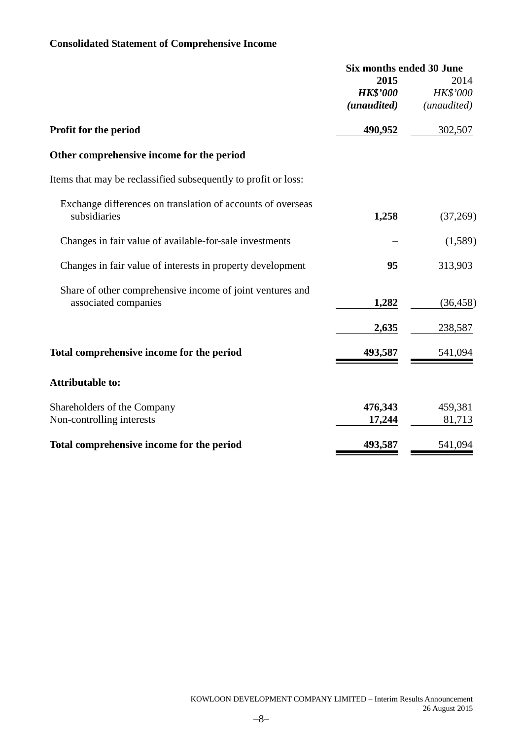## Consolidated Statement of Comprehensive Income

| | Six months ended 30 June | |
|---|---|---|
| | **2015** | 2014 |
| | ***HK$'000*** | *HK$'000* |
| | ***(unaudited)*** | *(unaudited)* |
| **Profit for the period** | **490,952** | 302,507 |
| **Other comprehensive income for the period** | | |
| Items that may be reclassified subsequently to profit or loss: | | |
| Exchange differences on translation of accounts of overseas subsidiaries | **1,258** | (37,269) |
| Changes in fair value of available-for-sale investments | **–** | (1,589) |
| Changes in fair value of interests in property development | **95** | 313,903 |
| Share of other comprehensive income of joint ventures and associated companies | **1,282** | (36,458) |
| | **2,635** | 238,587 |
| **Total comprehensive income for the period** | **493,587** | 541,094 |
| **Attributable to:** | | |
| Shareholders of the Company | **476,343** | 459,381 |
| Non-controlling interests | **17,244** | 81,713 |
| **Total comprehensive income for the period** | **493,587** | 541,094 |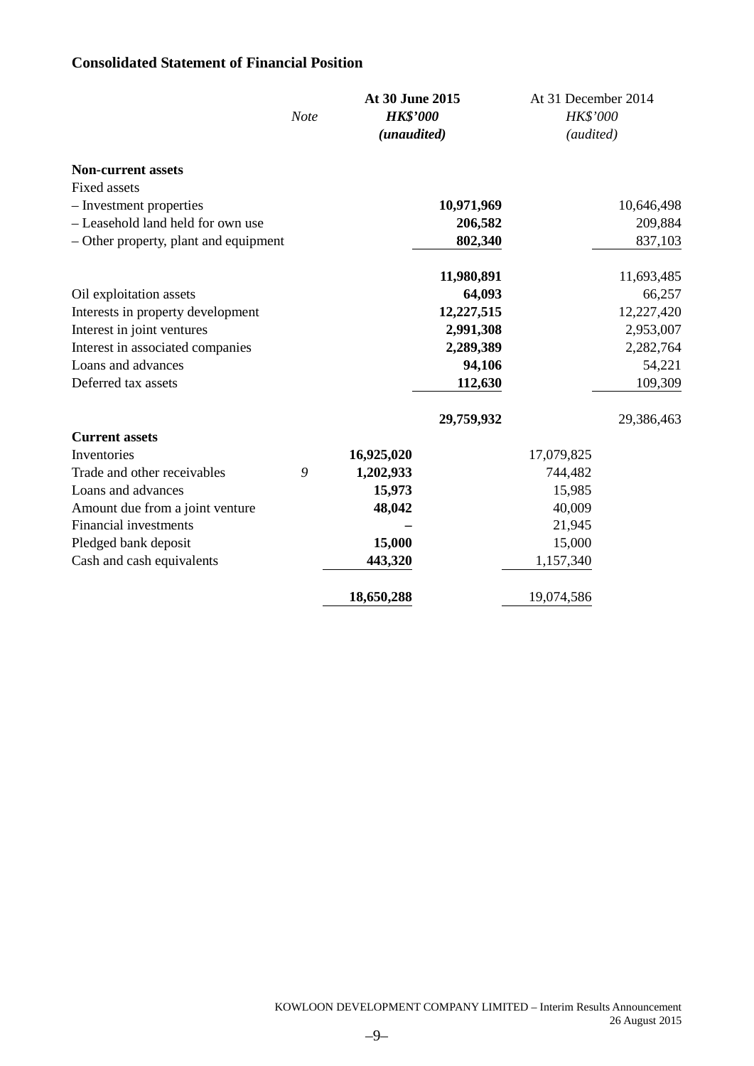## Consolidated Statement of Financial Position

| | Note | At 30 June 2015 HK$'000 (unaudited) | | At 31 December 2014 HK$'000 (audited) | |
|---|---|---|---|---|---|
| **Non-current assets** | | | | | |
| Fixed assets | | | | | |
| – Investment properties | | | **10,971,969** | | 10,646,498 |
| – Leasehold land held for own use | | | **206,582** | | 209,884 |
| – Other property, plant and equipment | | | **802,340** | | 837,103 |
| | | | **11,980,891** | | 11,693,485 |
| Oil exploitation assets | | | **64,093** | | 66,257 |
| Interests in property development | | | **12,227,515** | | 12,227,420 |
| Interest in joint ventures | | | **2,991,308** | | 2,953,007 |
| Interest in associated companies | | | **2,289,389** | | 2,282,764 |
| Loans and advances | | | **94,106** | | 54,221 |
| Deferred tax assets | | | **112,630** | | 109,309 |
| | | | **29,759,932** | | 29,386,463 |
| **Current assets** | | | | | |
| Inventories | | **16,925,020** | | 17,079,825 | |
| Trade and other receivables | *9* | **1,202,933** | | 744,482 | |
| Loans and advances | | **15,973** | | 15,985 | |
| Amount due from a joint venture | | **48,042** | | 40,009 | |
| Financial investments | | **–** | | 21,945 | |
| Pledged bank deposit | | **15,000** | | 15,000 | |
| Cash and cash equivalents | | **443,320** | | 1,157,340 | |
| | | **18,650,288** | | 19,074,586 | |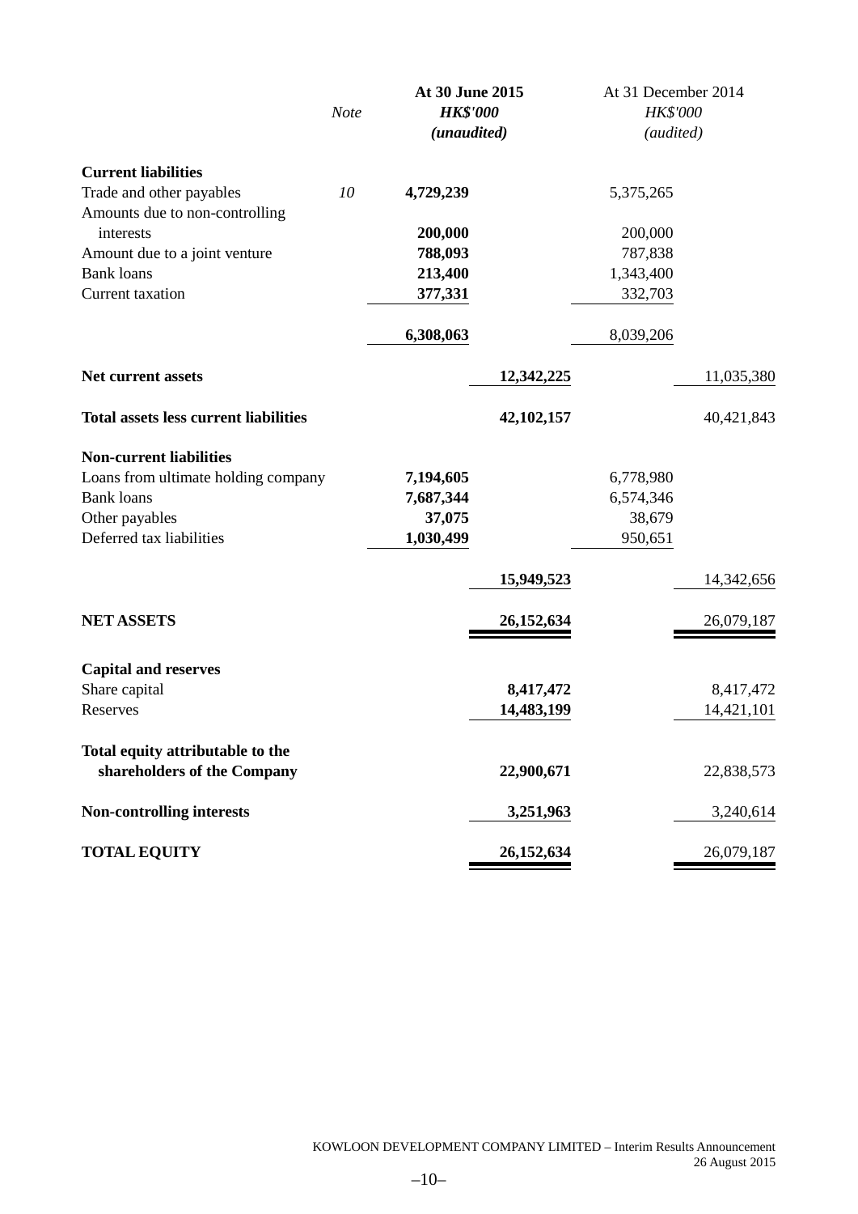| | Note | At 30 June 2015 HK$'000 (unaudited) | | At 31 December 2014 HK$'000 (audited) | |
|---|---|---|---|---|---|
| **Current liabilities** | | | | | |
| Trade and other payables | *10* | **4,729,239** | | 5,375,265 | |
| Amounts due to non-controlling interests | | **200,000** | | 200,000 | |
| Amount due to a joint venture | | **788,093** | | 787,838 | |
| Bank loans | | **213,400** | | 1,343,400 | |
| Current taxation | | **377,331** | | 332,703 | |
| | | **6,308,063** | | 8,039,206 | |
| **Net current assets** | | | **12,342,225** | | 11,035,380 |
| **Total assets less current liabilities** | | | **42,102,157** | | 40,421,843 |
| **Non-current liabilities** | | | | | |
| Loans from ultimate holding company | | **7,194,605** | | 6,778,980 | |
| Bank loans | | **7,687,344** | | 6,574,346 | |
| Other payables | | **37,075** | | 38,679 | |
| Deferred tax liabilities | | **1,030,499** | | 950,651 | |
| | | | **15,949,523** | | 14,342,656 |
| **NET ASSETS** | | | **26,152,634** | | 26,079,187 |
| **Capital and reserves** | | | | | |
| Share capital | | | **8,417,472** | | 8,417,472 |
| Reserves | | | **14,483,199** | | 14,421,101 |
| **Total equity attributable to the shareholders of the Company** | | | **22,900,671** | | 22,838,573 |
| **Non-controlling interests** | | | **3,251,963** | | 3,240,614 |
| **TOTAL EQUITY** | | | **26,152,634** | | 26,079,187 |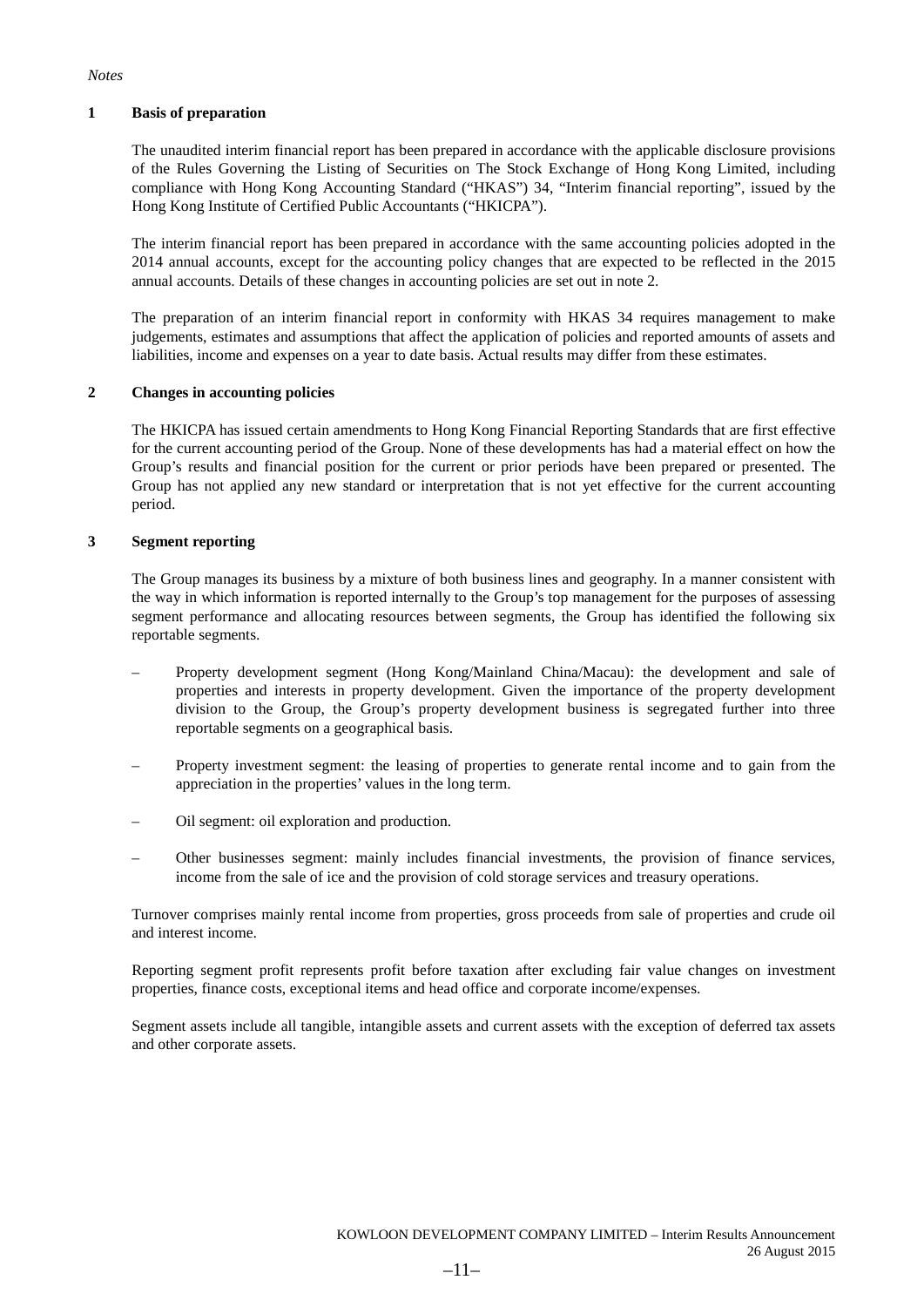*Notes*

## 1 Basis of preparation

The unaudited interim financial report has been prepared in accordance with the applicable disclosure provisions of the Rules Governing the Listing of Securities on The Stock Exchange of Hong Kong Limited, including compliance with Hong Kong Accounting Standard ("HKAS") 34, "Interim financial reporting", issued by the Hong Kong Institute of Certified Public Accountants ("HKICPA").

The interim financial report has been prepared in accordance with the same accounting policies adopted in the 2014 annual accounts, except for the accounting policy changes that are expected to be reflected in the 2015 annual accounts. Details of these changes in accounting policies are set out in note 2.

The preparation of an interim financial report in conformity with HKAS 34 requires management to make judgements, estimates and assumptions that affect the application of policies and reported amounts of assets and liabilities, income and expenses on a year to date basis. Actual results may differ from these estimates.

## 2 Changes in accounting policies

The HKICPA has issued certain amendments to Hong Kong Financial Reporting Standards that are first effective for the current accounting period of the Group. None of these developments has had a material effect on how the Group's results and financial position for the current or prior periods have been prepared or presented. The Group has not applied any new standard or interpretation that is not yet effective for the current accounting period.

## 3 Segment reporting

The Group manages its business by a mixture of both business lines and geography. In a manner consistent with the way in which information is reported internally to the Group's top management for the purposes of assessing segment performance and allocating resources between segments, the Group has identified the following six reportable segments.

- Property development segment (Hong Kong/Mainland China/Macau): the development and sale of properties and interests in property development. Given the importance of the property development division to the Group, the Group's property development business is segregated further into three reportable segments on a geographical basis.
- Property investment segment: the leasing of properties to generate rental income and to gain from the appreciation in the properties' values in the long term.
- Oil segment: oil exploration and production.
- Other businesses segment: mainly includes financial investments, the provision of finance services, income from the sale of ice and the provision of cold storage services and treasury operations.

Turnover comprises mainly rental income from properties, gross proceeds from sale of properties and crude oil and interest income.

Reporting segment profit represents profit before taxation after excluding fair value changes on investment properties, finance costs, exceptional items and head office and corporate income/expenses.

Segment assets include all tangible, intangible assets and current assets with the exception of deferred tax assets and other corporate assets.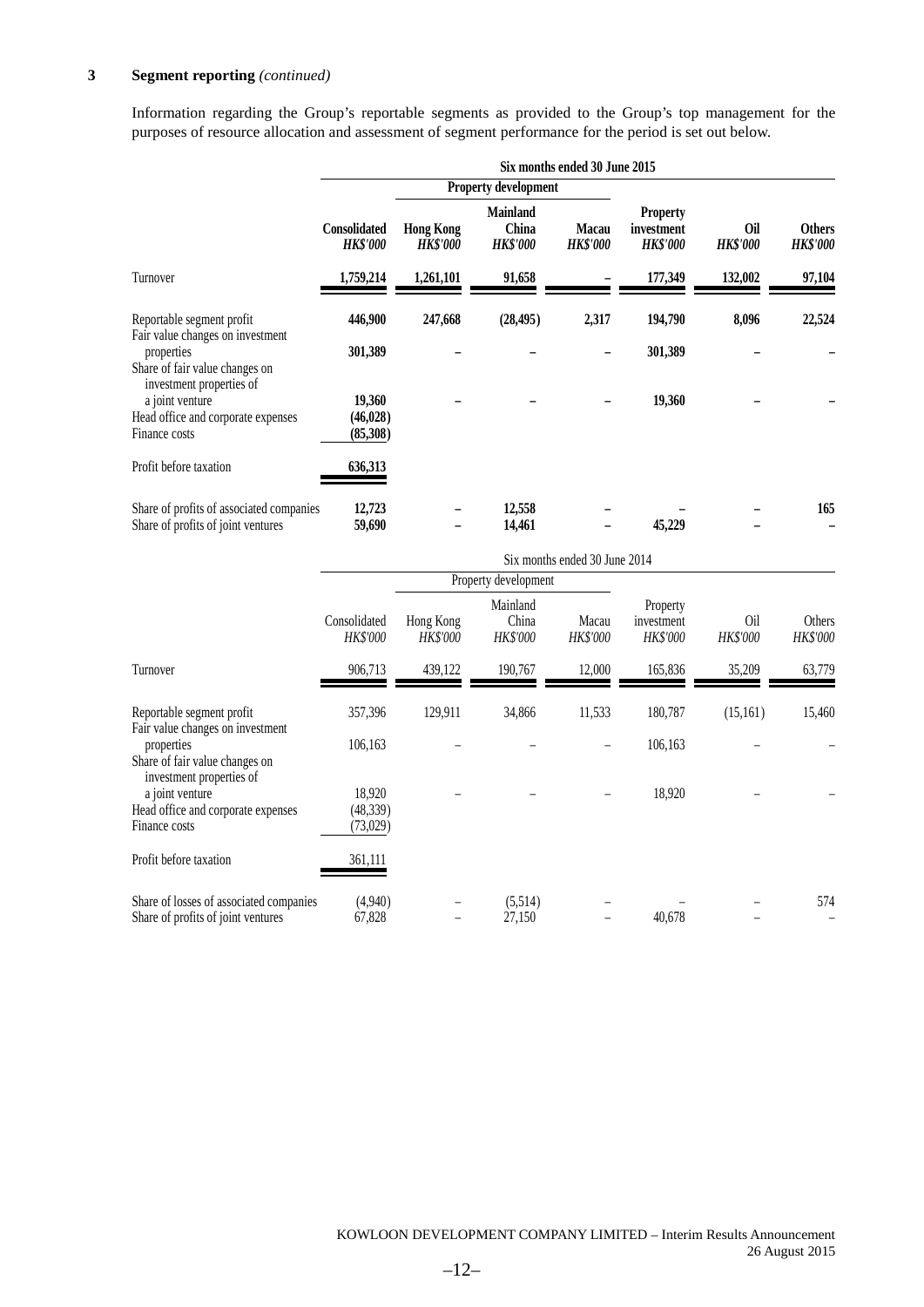### 3 Segment reporting *(continued)*

Information regarding the Group's reportable segments as provided to the Group's top management for the purposes of resource allocation and assessment of segment performance for the period is set out below.

| | Six months ended 30 June 2015 | | | | | | |
|---|---|---|---|---|---|---|---|
| | | Property development | | | | | |
| | **Consolidated** *HK$'000* | **Hong Kong** *HK$'000* | **Mainland China** *HK$'000* | **Macau** *HK$'000* | **Property investment** *HK$'000* | **Oil** *HK$'000* | **Others** *HK$'000* |
| Turnover | **1,759,214** | **1,261,101** | **91,658** | **–** | **177,349** | **132,002** | **97,104** |
| Reportable segment profit | **446,900** | **247,668** | **(28,495)** | **2,317** | **194,790** | **8,096** | **22,524** |
| Fair value changes on investment properties | **301,389** | **–** | **–** | **–** | **301,389** | **–** | **–** |
| Share of fair value changes on investment properties of a joint venture | **19,360** | **–** | **–** | **–** | **19,360** | **–** | **–** |
| Head office and corporate expenses | **(46,028)** | | | | | | |
| Finance costs | **(85,308)** | | | | | | |
| Profit before taxation | **636,313** | | | | | | |
| Share of profits of associated companies | **12,723** | **–** | **12,558** | **–** | **–** | **–** | **165** |
| Share of profits of joint ventures | **59,690** | **–** | **14,461** | **–** | **45,229** | **–** | **–** |

| | Six months ended 30 June 2014 | | | | | | |
|---|---|---|---|---|---|---|---|
| | | Property development | | | | | |
| | Consolidated *HK$'000* | Hong Kong *HK$'000* | Mainland China *HK$'000* | Macau *HK$'000* | Property investment *HK$'000* | Oil *HK$'000* | Others *HK$'000* |
| Turnover | 906,713 | 439,122 | 190,767 | 12,000 | 165,836 | 35,209 | 63,779 |
| Reportable segment profit | 357,396 | 129,911 | 34,866 | 11,533 | 180,787 | (15,161) | 15,460 |
| Fair value changes on investment properties | 106,163 | – | – | – | 106,163 | – | – |
| Share of fair value changes on investment properties of a joint venture | 18,920 | – | – | – | 18,920 | – | – |
| Head office and corporate expenses | (48,339) | | | | | | |
| Finance costs | (73,029) | | | | | | |
| Profit before taxation | 361,111 | | | | | | |
| Share of losses of associated companies | (4,940) | – | (5,514) | – | – | – | 574 |
| Share of profits of joint ventures | 67,828 | – | 27,150 | – | 40,678 | – | – |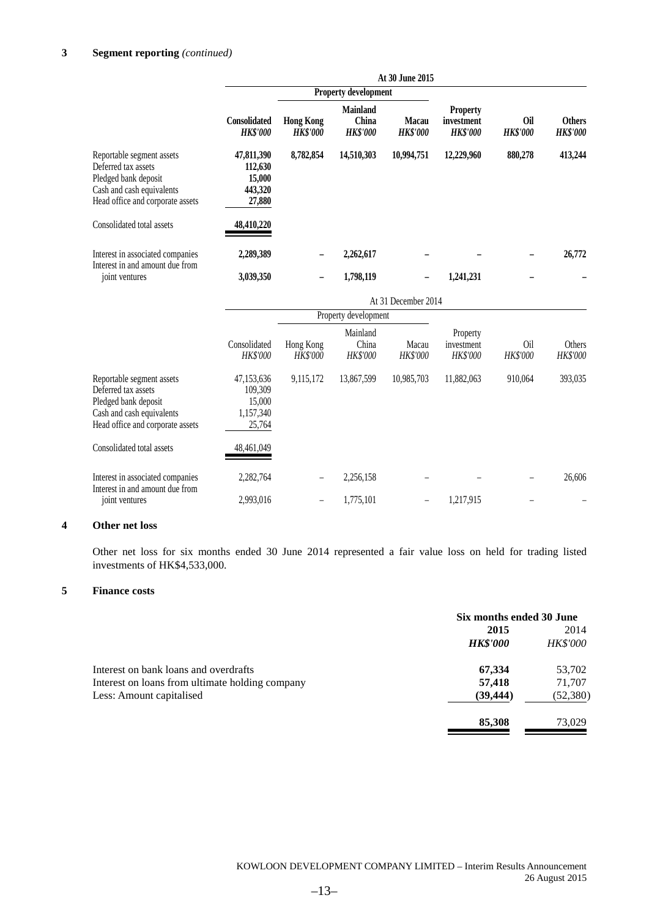### 3 Segment reporting *(continued)*

| | At 30 June 2015 | | | | | | |
|---|---|---|---|---|---|---|---|
| | | Property development | | | | | |
| | **Consolidated** *HK$'000* | **Hong Kong** *HK$'000* | **Mainland China** *HK$'000* | **Macau** *HK$'000* | **Property investment** *HK$'000* | **Oil** *HK$'000* | **Others** *HK$'000* |
| Reportable segment assets | **47,811,390** | **8,782,854** | **14,510,303** | **10,994,751** | **12,229,960** | **880,278** | **413,244** |
| Deferred tax assets | **112,630** | | | | | | |
| Pledged bank deposit | **15,000** | | | | | | |
| Cash and cash equivalents | **443,320** | | | | | | |
| Head office and corporate assets | **27,880** | | | | | | |
| Consolidated total assets | **48,410,220** | | | | | | |
| Interest in associated companies | **2,289,389** | **–** | **2,262,617** | **–** | **–** | **–** | **26,772** |
| Interest in and amount due from joint ventures | **3,039,350** | **–** | **1,798,119** | **–** | **1,241,231** | **–** | **–** |

| | At 31 December 2014 | | | | | | |
|---|---|---|---|---|---|---|---|
| | | Property development | | | | | |
| | Consolidated *HK$'000* | Hong Kong *HK$'000* | Mainland China *HK$'000* | Macau *HK$'000* | Property investment *HK$'000* | Oil *HK$'000* | Others *HK$'000* |
| Reportable segment assets | 47,153,636 | 9,115,172 | 13,867,599 | 10,985,703 | 11,882,063 | 910,064 | 393,035 |
| Deferred tax assets | 109,309 | | | | | | |
| Pledged bank deposit | 15,000 | | | | | | |
| Cash and cash equivalents | 1,157,340 | | | | | | |
| Head office and corporate assets | 25,764 | | | | | | |
| Consolidated total assets | 48,461,049 | | | | | | |
| Interest in associated companies | 2,282,764 | – | 2,256,158 | – | – | – | 26,606 |
| Interest in and amount due from joint ventures | 2,993,016 | – | 1,775,101 | – | 1,217,915 | – | – |

### 4 Other net loss

Other net loss for six months ended 30 June 2014 represented a fair value loss on held for trading listed investments of HK$4,533,000.

### 5 Finance costs

| | Six months ended 30 June | |
|---|---|---|
| | **2015** *HK$'000* | 2014 *HK$'000* |
| Interest on bank loans and overdrafts | **67,334** | 53,702 |
| Interest on loans from ultimate holding company | **57,418** | 71,707 |
| Less: Amount capitalised | **(39,444)** | (52,380) |
| | **85,308** | 73,029 |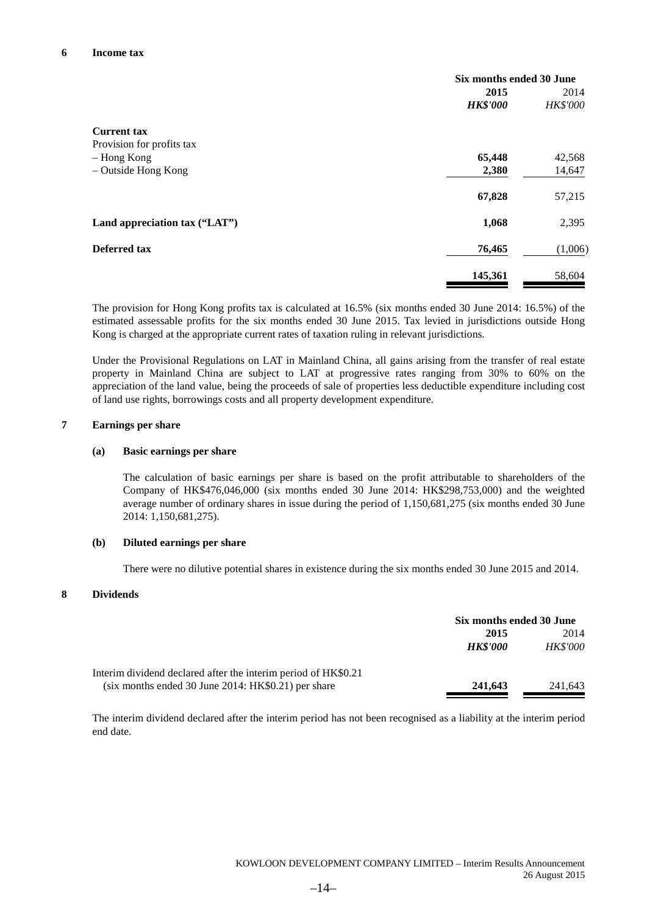## 6 Income tax

| | Six months ended 30 June | |
|---|---|---|
| | **2015** | 2014 |
| | ***HK$'000*** | *HK$'000* |
| **Current tax** | | |
| Provision for profits tax | | |
| – Hong Kong | **65,448** | 42,568 |
| – Outside Hong Kong | **2,380** | 14,647 |
| | **67,828** | 57,215 |
| **Land appreciation tax ("LAT")** | **1,068** | 2,395 |
| **Deferred tax** | **76,465** | (1,006) |
| | **145,361** | 58,604 |

The provision for Hong Kong profits tax is calculated at 16.5% (six months ended 30 June 2014: 16.5%) of the estimated assessable profits for the six months ended 30 June 2015. Tax levied in jurisdictions outside Hong Kong is charged at the appropriate current rates of taxation ruling in relevant jurisdictions.

Under the Provisional Regulations on LAT in Mainland China, all gains arising from the transfer of real estate property in Mainland China are subject to LAT at progressive rates ranging from 30% to 60% on the appreciation of the land value, being the proceeds of sale of properties less deductible expenditure including cost of land use rights, borrowings costs and all property development expenditure.

## 7 Earnings per share

### (a) Basic earnings per share

The calculation of basic earnings per share is based on the profit attributable to shareholders of the Company of HK$476,046,000 (six months ended 30 June 2014: HK$298,753,000) and the weighted average number of ordinary shares in issue during the period of 1,150,681,275 (six months ended 30 June 2014: 1,150,681,275).

### (b) Diluted earnings per share

There were no dilutive potential shares in existence during the six months ended 30 June 2015 and 2014.

## 8 Dividends

| | Six months ended 30 June | |
|---|---|---|
| | **2015** | 2014 |
| | ***HK$'000*** | *HK$'000* |
| Interim dividend declared after the interim period of HK$0.21 (six months ended 30 June 2014: HK$0.21) per share | **241,643** | 241,643 |

The interim dividend declared after the interim period has not been recognised as a liability at the interim period end date.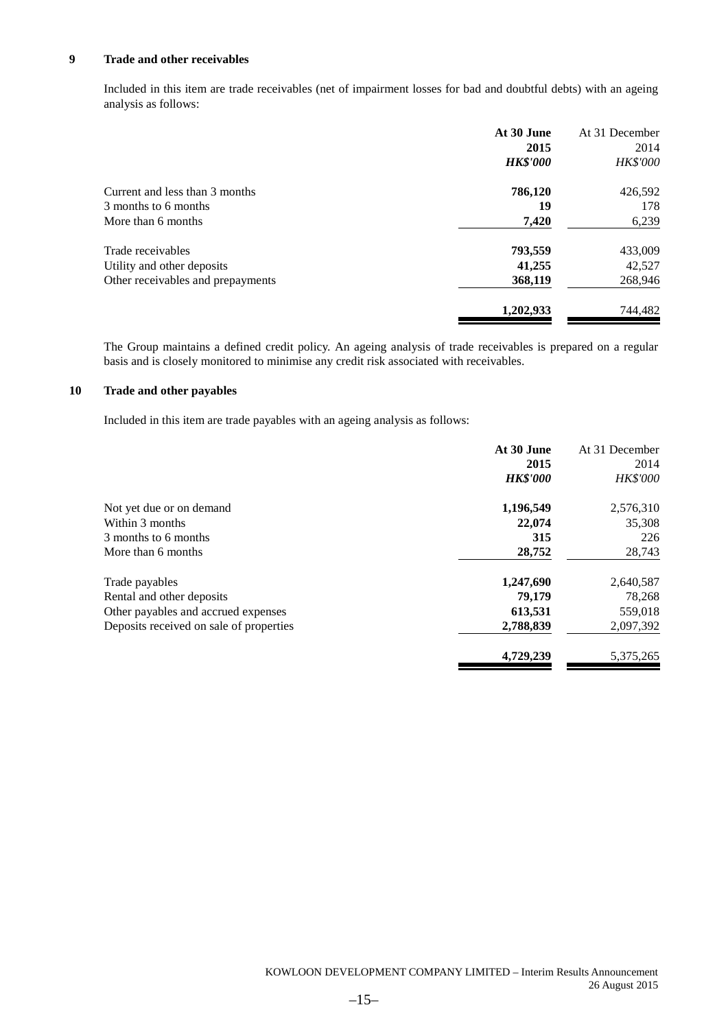## 9 Trade and other receivables

Included in this item are trade receivables (net of impairment losses for bad and doubtful debts) with an ageing analysis as follows:

| | **At 30 June 2015** | At 31 December 2014 |
|---|---|---|
| | ***HK$'000*** | *HK$'000* |
| Current and less than 3 months | **786,120** | 426,592 |
| 3 months to 6 months | **19** | 178 |
| More than 6 months | **7,420** | 6,239 |
| Trade receivables | **793,559** | 433,009 |
| Utility and other deposits | **41,255** | 42,527 |
| Other receivables and prepayments | **368,119** | 268,946 |
| | **1,202,933** | 744,482 |

The Group maintains a defined credit policy. An ageing analysis of trade receivables is prepared on a regular basis and is closely monitored to minimise any credit risk associated with receivables.

## 10 Trade and other payables

Included in this item are trade payables with an ageing analysis as follows:

| | **At 30 June 2015** | At 31 December 2014 |
|---|---|---|
| | ***HK$'000*** | *HK$'000* |
| Not yet due or on demand | **1,196,549** | 2,576,310 |
| Within 3 months | **22,074** | 35,308 |
| 3 months to 6 months | **315** | 226 |
| More than 6 months | **28,752** | 28,743 |
| Trade payables | **1,247,690** | 2,640,587 |
| Rental and other deposits | **79,179** | 78,268 |
| Other payables and accrued expenses | **613,531** | 559,018 |
| Deposits received on sale of properties | **2,788,839** | 2,097,392 |
| | **4,729,239** | 5,375,265 |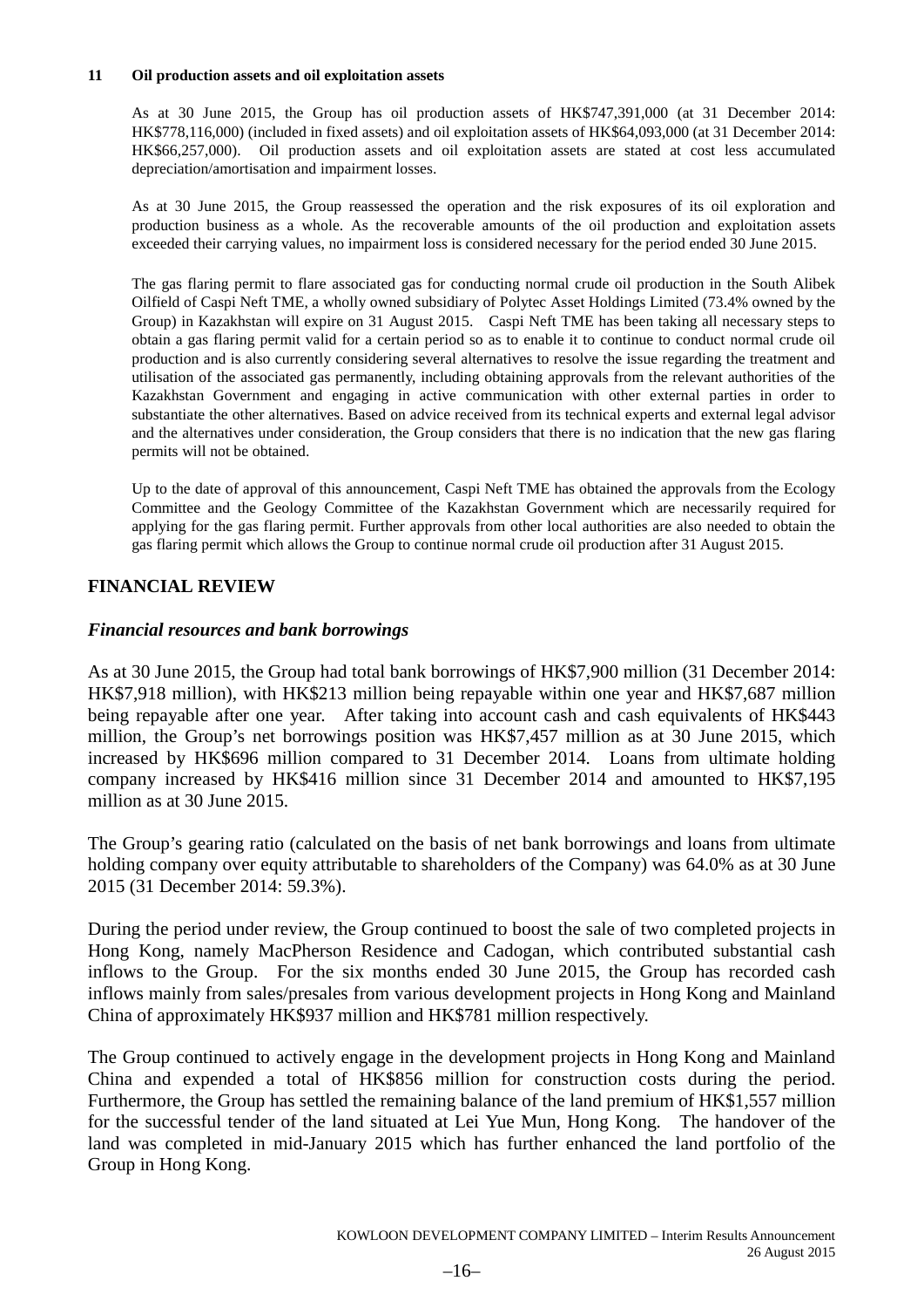**11 Oil production assets and oil exploitation assets**

As at 30 June 2015, the Group has oil production assets of HK$747,391,000 (at 31 December 2014: HK$778,116,000) (included in fixed assets) and oil exploitation assets of HK$64,093,000 (at 31 December 2014: HK$66,257,000). Oil production assets and oil exploitation assets are stated at cost less accumulated depreciation/amortisation and impairment losses.

As at 30 June 2015, the Group reassessed the operation and the risk exposures of its oil exploration and production business as a whole. As the recoverable amounts of the oil production and exploitation assets exceeded their carrying values, no impairment loss is considered necessary for the period ended 30 June 2015.

The gas flaring permit to flare associated gas for conducting normal crude oil production in the South Alibek Oilfield of Caspi Neft TME, a wholly owned subsidiary of Polytec Asset Holdings Limited (73.4% owned by the Group) in Kazakhstan will expire on 31 August 2015. Caspi Neft TME has been taking all necessary steps to obtain a gas flaring permit valid for a certain period so as to enable it to continue to conduct normal crude oil production and is also currently considering several alternatives to resolve the issue regarding the treatment and utilisation of the associated gas permanently, including obtaining approvals from the relevant authorities of the Kazakhstan Government and engaging in active communication with other external parties in order to substantiate the other alternatives. Based on advice received from its technical experts and external legal advisor and the alternatives under consideration, the Group considers that there is no indication that the new gas flaring permits will not be obtained.

Up to the date of approval of this announcement, Caspi Neft TME has obtained the approvals from the Ecology Committee and the Geology Committee of the Kazakhstan Government which are necessarily required for applying for the gas flaring permit. Further approvals from other local authorities are also needed to obtain the gas flaring permit which allows the Group to continue normal crude oil production after 31 August 2015.

## FINANCIAL REVIEW

### *Financial resources and bank borrowings*

As at 30 June 2015, the Group had total bank borrowings of HK$7,900 million (31 December 2014: HK$7,918 million), with HK$213 million being repayable within one year and HK$7,687 million being repayable after one year. After taking into account cash and cash equivalents of HK$443 million, the Group's net borrowings position was HK$7,457 million as at 30 June 2015, which increased by HK$696 million compared to 31 December 2014. Loans from ultimate holding company increased by HK$416 million since 31 December 2014 and amounted to HK$7,195 million as at 30 June 2015.

The Group's gearing ratio (calculated on the basis of net bank borrowings and loans from ultimate holding company over equity attributable to shareholders of the Company) was 64.0% as at 30 June 2015 (31 December 2014: 59.3%).

During the period under review, the Group continued to boost the sale of two completed projects in Hong Kong, namely MacPherson Residence and Cadogan, which contributed substantial cash inflows to the Group. For the six months ended 30 June 2015, the Group has recorded cash inflows mainly from sales/presales from various development projects in Hong Kong and Mainland China of approximately HK$937 million and HK$781 million respectively.

The Group continued to actively engage in the development projects in Hong Kong and Mainland China and expended a total of HK$856 million for construction costs during the period. Furthermore, the Group has settled the remaining balance of the land premium of HK$1,557 million for the successful tender of the land situated at Lei Yue Mun, Hong Kong. The handover of the land was completed in mid-January 2015 which has further enhanced the land portfolio of the Group in Hong Kong.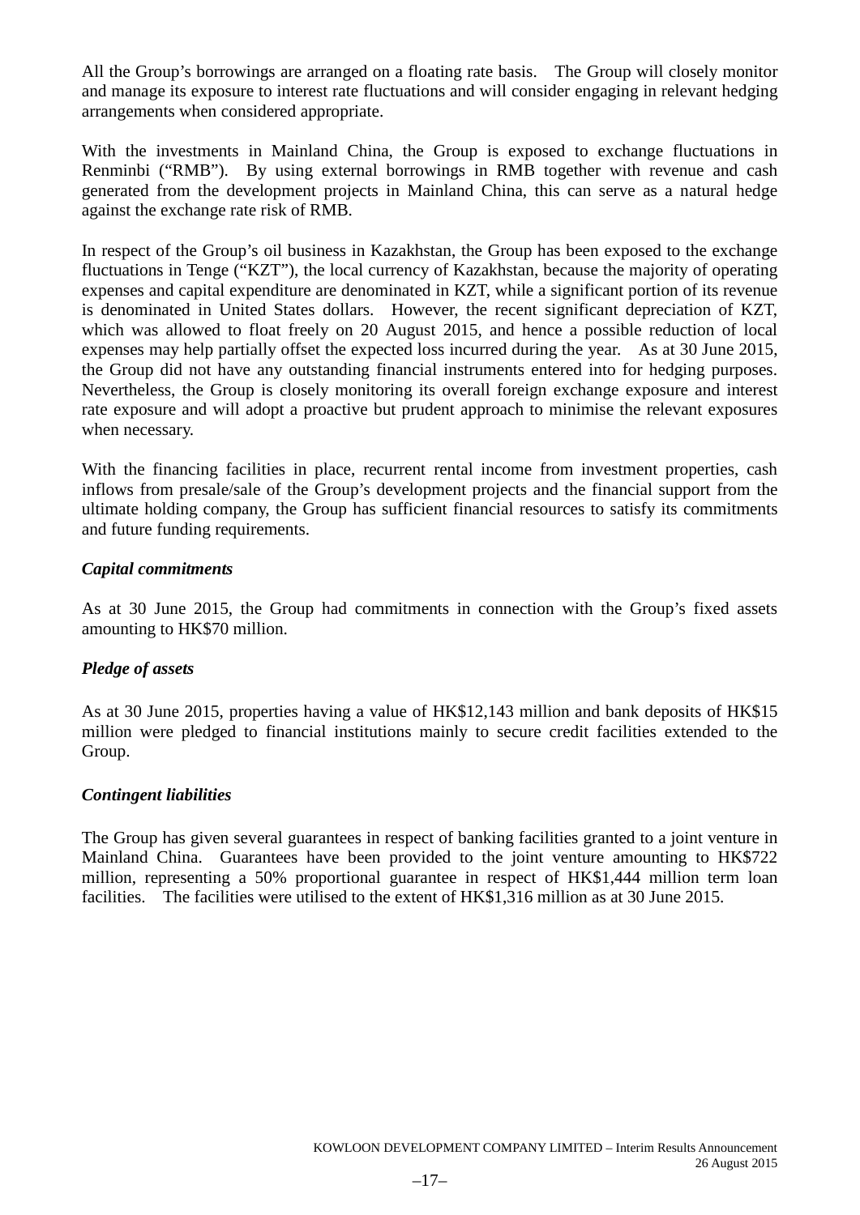All the Group's borrowings are arranged on a floating rate basis. The Group will closely monitor and manage its exposure to interest rate fluctuations and will consider engaging in relevant hedging arrangements when considered appropriate.

With the investments in Mainland China, the Group is exposed to exchange fluctuations in Renminbi ("RMB"). By using external borrowings in RMB together with revenue and cash generated from the development projects in Mainland China, this can serve as a natural hedge against the exchange rate risk of RMB.

In respect of the Group's oil business in Kazakhstan, the Group has been exposed to the exchange fluctuations in Tenge ("KZT"), the local currency of Kazakhstan, because the majority of operating expenses and capital expenditure are denominated in KZT, while a significant portion of its revenue is denominated in United States dollars. However, the recent significant depreciation of KZT, which was allowed to float freely on 20 August 2015, and hence a possible reduction of local expenses may help partially offset the expected loss incurred during the year. As at 30 June 2015, the Group did not have any outstanding financial instruments entered into for hedging purposes. Nevertheless, the Group is closely monitoring its overall foreign exchange exposure and interest rate exposure and will adopt a proactive but prudent approach to minimise the relevant exposures when necessary.

With the financing facilities in place, recurrent rental income from investment properties, cash inflows from presale/sale of the Group's development projects and the financial support from the ultimate holding company, the Group has sufficient financial resources to satisfy its commitments and future funding requirements.

***Capital commitments***

As at 30 June 2015, the Group had commitments in connection with the Group's fixed assets amounting to HK$70 million.

***Pledge of assets***

As at 30 June 2015, properties having a value of HK$12,143 million and bank deposits of HK$15 million were pledged to financial institutions mainly to secure credit facilities extended to the Group.

***Contingent liabilities***

The Group has given several guarantees in respect of banking facilities granted to a joint venture in Mainland China. Guarantees have been provided to the joint venture amounting to HK$722 million, representing a 50% proportional guarantee in respect of HK$1,444 million term loan facilities. The facilities were utilised to the extent of HK$1,316 million as at 30 June 2015.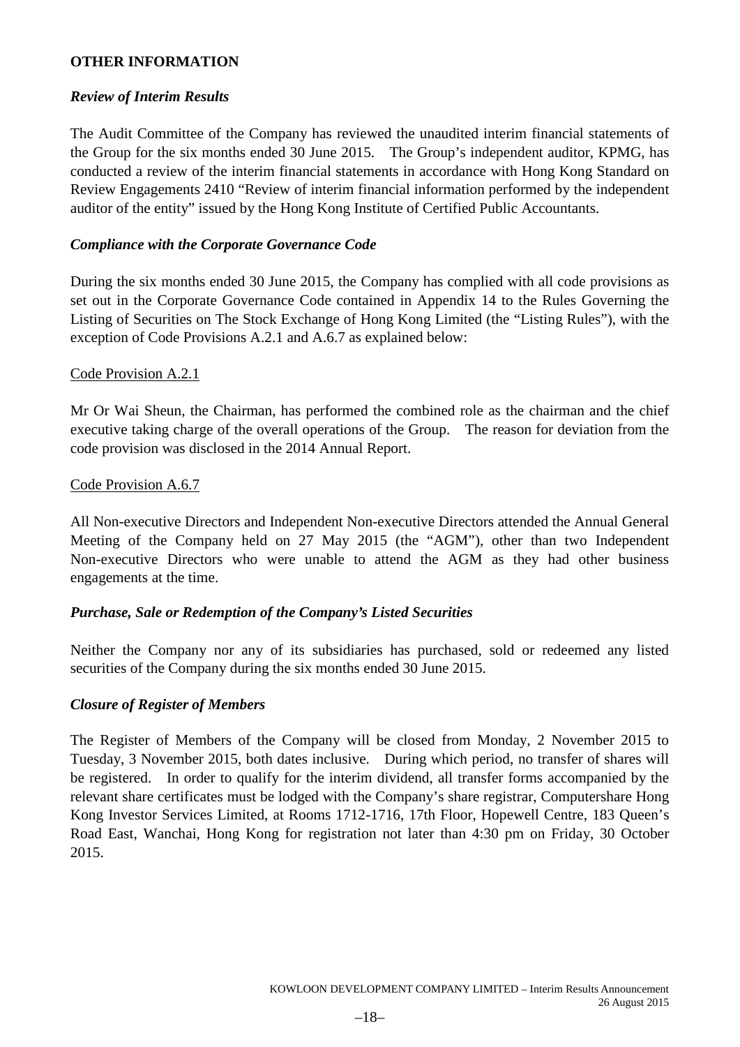## OTHER INFORMATION

### *Review of Interim Results*

The Audit Committee of the Company has reviewed the unaudited interim financial statements of the Group for the six months ended 30 June 2015. The Group's independent auditor, KPMG, has conducted a review of the interim financial statements in accordance with Hong Kong Standard on Review Engagements 2410 "Review of interim financial information performed by the independent auditor of the entity" issued by the Hong Kong Institute of Certified Public Accountants.

### *Compliance with the Corporate Governance Code*

During the six months ended 30 June 2015, the Company has complied with all code provisions as set out in the Corporate Governance Code contained in Appendix 14 to the Rules Governing the Listing of Securities on The Stock Exchange of Hong Kong Limited (the "Listing Rules"), with the exception of Code Provisions A.2.1 and A.6.7 as explained below:

<u>Code Provision A.2.1</u>

Mr Or Wai Sheun, the Chairman, has performed the combined role as the chairman and the chief executive taking charge of the overall operations of the Group. The reason for deviation from the code provision was disclosed in the 2014 Annual Report.

<u>Code Provision A.6.7</u>

All Non-executive Directors and Independent Non-executive Directors attended the Annual General Meeting of the Company held on 27 May 2015 (the "AGM"), other than two Independent Non-executive Directors who were unable to attend the AGM as they had other business engagements at the time.

### *Purchase, Sale or Redemption of the Company's Listed Securities*

Neither the Company nor any of its subsidiaries has purchased, sold or redeemed any listed securities of the Company during the six months ended 30 June 2015.

### *Closure of Register of Members*

The Register of Members of the Company will be closed from Monday, 2 November 2015 to Tuesday, 3 November 2015, both dates inclusive. During which period, no transfer of shares will be registered. In order to qualify for the interim dividend, all transfer forms accompanied by the relevant share certificates must be lodged with the Company's share registrar, Computershare Hong Kong Investor Services Limited, at Rooms 1712-1716, 17th Floor, Hopewell Centre, 183 Queen's Road East, Wanchai, Hong Kong for registration not later than 4:30 pm on Friday, 30 October 2015.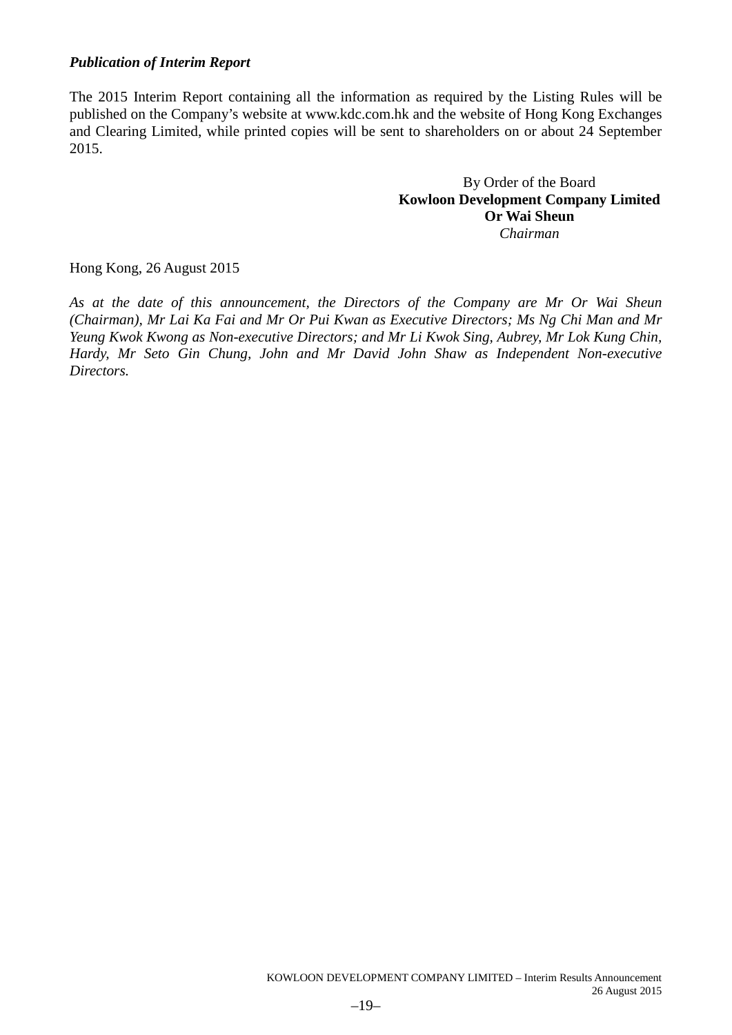***Publication of Interim Report***

The 2015 Interim Report containing all the information as required by the Listing Rules will be published on the Company's website at www.kdc.com.hk and the website of Hong Kong Exchanges and Clearing Limited, while printed copies will be sent to shareholders on or about 24 September 2015.

By Order of the Board
**Kowloon Development Company Limited**
**Or Wai Sheun**
*Chairman*

Hong Kong, 26 August 2015

*As at the date of this announcement, the Directors of the Company are Mr Or Wai Sheun (Chairman), Mr Lai Ka Fai and Mr Or Pui Kwan as Executive Directors; Ms Ng Chi Man and Mr Yeung Kwok Kwong as Non-executive Directors; and Mr Li Kwok Sing, Aubrey, Mr Lok Kung Chin, Hardy, Mr Seto Gin Chung, John and Mr David John Shaw as Independent Non-executive Directors.*